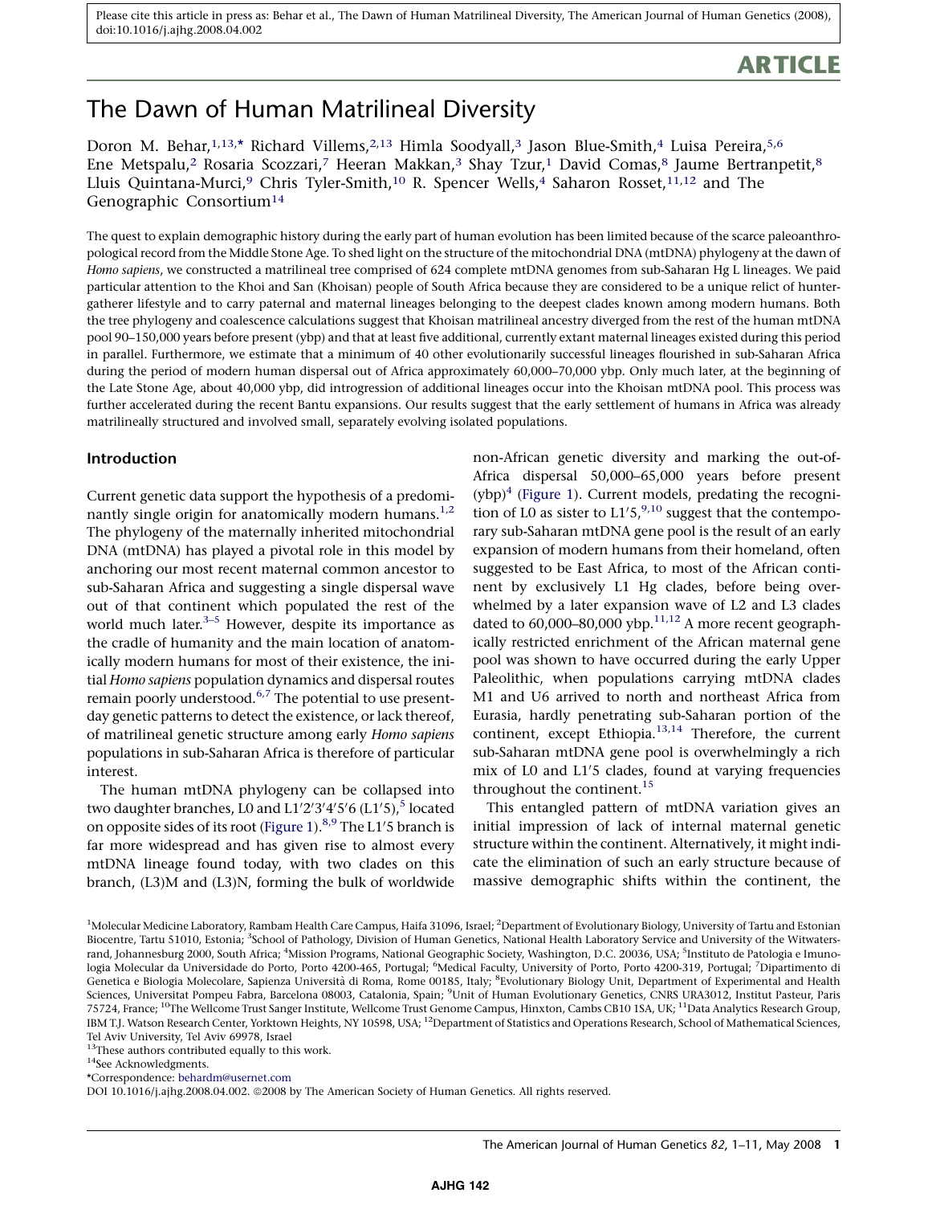Please cite this article in press as: Behar et al., The Dawn of Human Matrilineal Diversity, The American Journal of Human Genetics (2008), doi:10.1016/j.ajhg.2008.04.002

ARTICLE

# The Dawn of Human Matrilineal Diversity

Doron M. Behar,[1,13,*] Richard Villems,[2,13] Himla Soodyall,[3] Jason Blue-Smith,[4] Luisa Pereira,[5,6] Ene Metspalu,[2] Rosaria Scozzari,[7] Heeran Makkan,[3] Shay Tzur,[1] David Comas,[8] Jaume Bertranpetit,[8] Lluis Quintana-Murci,[9] Chris Tyler-Smith,[10] R. Spencer Wells,[4] Saharon Rosset,[11,12] and The Genographic Consortium[14]

The quest to explain demographic history during the early part of human evolution has been limited because of the scarce paleoanthropological record from the Middle Stone Age. To shed light on the structure of the mitochondrial DNA (mtDNA) phylogeny at the dawn of *Homo sapiens*, we constructed a matrilineal tree comprised of 624 complete mtDNA genomes from sub-Saharan Hg L lineages. We paid particular attention to the Khoi and San (Khoisan) people of South Africa because they are considered to be a unique relict of hunter-gatherer lifestyle and to carry paternal and maternal lineages belonging to the deepest clades known among modern humans. Both the tree phylogeny and coalescence calculations suggest that Khoisan matrilineal ancestry diverged from the rest of the human mtDNA pool 90–150,000 years before present (ybp) and that at least five additional, currently extant maternal lineages existed during this period in parallel. Furthermore, we estimate that a minimum of 40 other evolutionarily successful lineages flourished in sub-Saharan Africa during the period of modern human dispersal out of Africa approximately 60,000–70,000 ybp. Only much later, at the beginning of the Late Stone Age, about 40,000 ybp, did introgression of additional lineages occur into the Khoisan mtDNA pool. This process was further accelerated during the recent Bantu expansions. Our results suggest that the early settlement of humans in Africa was already matrilineally structured and involved small, separately evolving isolated populations.

## Introduction

Current genetic data support the hypothesis of a predominantly single origin for anatomically modern humans.[1,2] The phylogeny of the maternally inherited mitochondrial DNA (mtDNA) has played a pivotal role in this model by anchoring our most recent maternal common ancestor to sub-Saharan Africa and suggesting a single dispersal wave out of that continent which populated the rest of the world much later.[3–5] However, despite its importance as the cradle of humanity and the main location of anatomically modern humans for most of their existence, the initial *Homo sapiens* population dynamics and dispersal routes remain poorly understood.[6,7] The potential to use present-day genetic patterns to detect the existence, or lack thereof, of matrilineal genetic structure among early *Homo sapiens* populations in sub-Saharan Africa is therefore of particular interest.

The human mtDNA phylogeny can be collapsed into two daughter branches, L0 and L1′2′3′4′5′6 (L1′5),[5] located on opposite sides of its root (Figure 1).[8,9] The L1′5 branch is far more widespread and has given rise to almost every mtDNA lineage found today, with two clades on this branch, (L3)M and (L3)N, forming the bulk of worldwide non-African genetic diversity and marking the out-of-Africa dispersal 50,000–65,000 years before present (ybp)[4] (Figure 1). Current models, predating the recognition of L0 as sister to L1′5,[9,10] suggest that the contemporary sub-Saharan mtDNA gene pool is the result of an early expansion of modern humans from their homeland, often suggested to be East Africa, to most of the African continent by exclusively L1 Hg clades, before being overwhelmed by a later expansion wave of L2 and L3 clades dated to 60,000–80,000 ybp.[11,12] A more recent geographically restricted enrichment of the African maternal gene pool was shown to have occurred during the early Upper Paleolithic, when populations carrying mtDNA clades M1 and U6 arrived to north and northeast Africa from Eurasia, hardly penetrating sub-Saharan portion of the continent, except Ethiopia.[13,14] Therefore, the current sub-Saharan mtDNA gene pool is overwhelmingly a rich mix of L0 and L1′5 clades, found at varying frequencies throughout the continent.[15]

This entangled pattern of mtDNA variation gives an initial impression of lack of internal maternal genetic structure within the continent. Alternatively, it might indicate the elimination of such an early structure because of massive demographic shifts within the continent, the

[1]Molecular Medicine Laboratory, Rambam Health Care Campus, Haifa 31096, Israel; [2]Department of Evolutionary Biology, University of Tartu and Estonian Biocentre, Tartu 51010, Estonia; [3]School of Pathology, Division of Human Genetics, National Health Laboratory Service and University of the Witwatersrand, Johannesburg 2000, South Africa; [4]Mission Programs, National Geographic Society, Washington, D.C. 20036, USA; [5]Instituto de Patologia e Imunologia Molecular da Universidade do Porto, Porto 4200-465, Portugal; [6]Medical Faculty, University of Porto, Porto 4200-319, Portugal; [7]Dipartimento di Genetica e Biologia Molecolare, Sapienza Università di Roma, Rome 00185, Italy; [8]Evolutionary Biology Unit, Department of Experimental and Health Sciences, Universitat Pompeu Fabra, Barcelona 08003, Catalonia, Spain; [9]Unit of Human Evolutionary Genetics, CNRS URA3012, Institut Pasteur, Paris 75724, France; [10]The Wellcome Trust Sanger Institute, Wellcome Trust Genome Campus, Hinxton, Cambs CB10 1SA, UK; [11]Data Analytics Research Group, IBM T.J. Watson Research Center, Yorktown Heights, NY 10598, USA; [12]Department of Statistics and Operations Research, School of Mathematical Sciences, Tel Aviv University, Tel Aviv 69978, Israel

[13]These authors contributed equally to this work.

[14]See Acknowledgments.

*Correspondence: behardm@usernet.com

DOI 10.1016/j.ajhg.2008.04.002. ©2008 by The American Society of Human Genetics. All rights reserved.

AJHG 142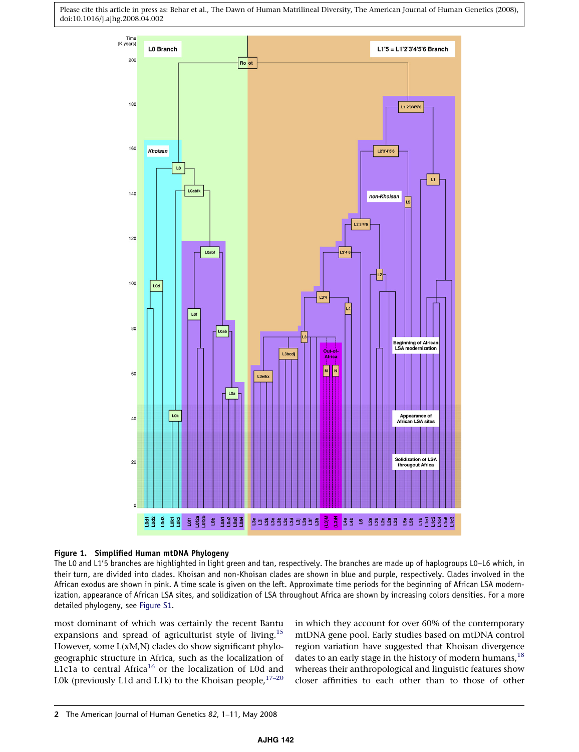**Figure 1. Simplified Human mtDNA Phylogeny**

The L0 and L1′5 branches are highlighted in light green and tan, respectively. The branches are made up of haplogroups L0–L6 which, in their turn, are divided into clades. Khoisan and non-Khoisan clades are shown in blue and purple, respectively. Clades involved in the African exodus are shown in pink. A time scale is given on the left. Approximate time periods for the beginning of African LSA modernization, appearance of African LSA sites, and solidization of LSA throughout Africa are shown by increasing colors densities. For a more detailed phylogeny, see Figure S1.

most dominant of which was certainly the recent Bantu expansions and spread of agriculturist style of living.[15] However, some L(xM,N) clades do show significant phylogeographic structure in Africa, such as the localization of L1c1a to central Africa[16] or the localization of L0d and L0k (previously L1d and L1k) to the Khoisan people,[17–20] in which they account for over 60% of the contemporary mtDNA gene pool. Early studies based on mtDNA control region variation have suggested that Khoisan divergence dates to an early stage in the history of modern humans,[18] whereas their anthropological and linguistic features show closer affinities to each other than to those of other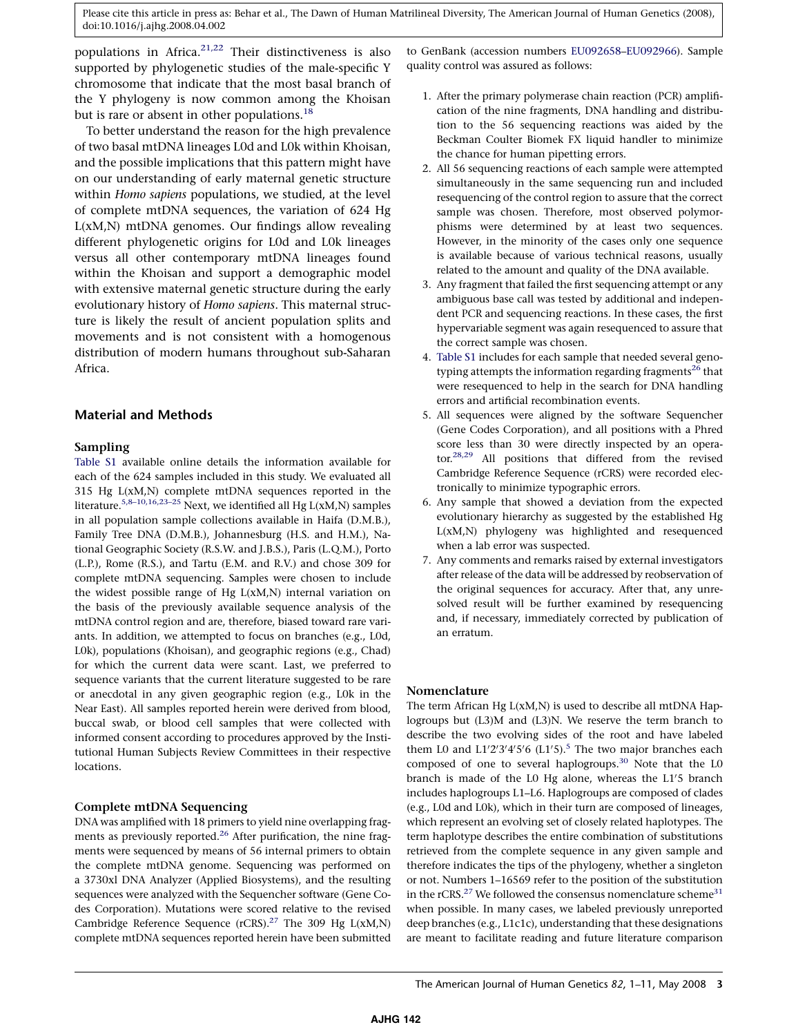populations in Africa.[21,22] Their distinctiveness is also supported by phylogenetic studies of the male-specific Y chromosome that indicate that the most basal branch of the Y phylogeny is now common among the Khoisan but is rare or absent in other populations.[18]

To better understand the reason for the high prevalence of two basal mtDNA lineages L0d and L0k within Khoisan, and the possible implications that this pattern might have on our understanding of early maternal genetic structure within *Homo sapiens* populations, we studied, at the level of complete mtDNA sequences, the variation of 624 Hg L(xM,N) mtDNA genomes. Our findings allow revealing different phylogenetic origins for L0d and L0k lineages versus all other contemporary mtDNA lineages found within the Khoisan and support a demographic model with extensive maternal genetic structure during the early evolutionary history of *Homo sapiens*. This maternal structure is likely the result of ancient population splits and movements and is not consistent with a homogenous distribution of modern humans throughout sub-Saharan Africa.

## Material and Methods

### Sampling

Table S1 available online details the information available for each of the 624 samples included in this study. We evaluated all 315 Hg L(xM,N) complete mtDNA sequences reported in the literature.[5,8–10,16,23–25] Next, we identified all Hg L(xM,N) samples in all population sample collections available in Haifa (D.M.B.), Family Tree DNA (D.M.B.), Johannesburg (H.S. and H.M.), National Geographic Society (R.S.W. and J.B.S.), Paris (L.Q.M.), Porto (L.P.), Rome (R.S.), and Tartu (E.M. and R.V.) and chose 309 for complete mtDNA sequencing. Samples were chosen to include the widest possible range of Hg L(xM,N) internal variation on the basis of the previously available sequence analysis of the mtDNA control region and are, therefore, biased toward rare variants. In addition, we attempted to focus on branches (e.g., L0d, L0k), populations (Khoisan), and geographic regions (e.g., Chad) for which the current data were scant. Last, we preferred to sequence variants that the current literature suggested to be rare or anecdotal in any given geographic region (e.g., L0k in the Near East). All samples reported herein were derived from blood, buccal swab, or blood cell samples that were collected with informed consent according to procedures approved by the Institutional Human Subjects Review Committees in their respective locations.

### Complete mtDNA Sequencing

DNA was amplified with 18 primers to yield nine overlapping fragments as previously reported.[26] After purification, the nine fragments were sequenced by means of 56 internal primers to obtain the complete mtDNA genome. Sequencing was performed on a 3730xl DNA Analyzer (Applied Biosystems), and the resulting sequences were analyzed with the Sequencher software (Gene Codes Corporation). Mutations were scored relative to the revised Cambridge Reference Sequence (rCRS).[27] The 309 Hg L(xM,N) complete mtDNA sequences reported herein have been submitted to GenBank (accession numbers EU092658–EU092966). Sample quality control was assured as follows:

1. After the primary polymerase chain reaction (PCR) amplification of the nine fragments, DNA handling and distribution to the 56 sequencing reactions was aided by the Beckman Coulter Biomek FX liquid handler to minimize the chance for human pipetting errors.
2. All 56 sequencing reactions of each sample were attempted simultaneously in the same sequencing run and included resequencing of the control region to assure that the correct sample was chosen. Therefore, most observed polymorphisms were determined by at least two sequences. However, in the minority of the cases only one sequence is available because of various technical reasons, usually related to the amount and quality of the DNA available.
3. Any fragment that failed the first sequencing attempt or any ambiguous base call was tested by additional and independent PCR and sequencing reactions. In these cases, the first hypervariable segment was again resequenced to assure that the correct sample was chosen.
4. Table S1 includes for each sample that needed several genotyping attempts the information regarding fragments[26] that were resequenced to help in the search for DNA handling errors and artificial recombination events.
5. All sequences were aligned by the software Sequencher (Gene Codes Corporation), and all positions with a Phred score less than 30 were directly inspected by an operator.[28,29] All positions that differed from the revised Cambridge Reference Sequence (rCRS) were recorded electronically to minimize typographic errors.
6. Any sample that showed a deviation from the expected evolutionary hierarchy as suggested by the established Hg L(xM,N) phylogeny was highlighted and resequenced when a lab error was suspected.
7. Any comments and remarks raised by external investigators after release of the data will be addressed by reobservation of the original sequences for accuracy. After that, any unresolved result will be further examined by resequencing and, if necessary, immediately corrected by publication of an erratum.

### Nomenclature

The term African Hg L(xM,N) is used to describe all mtDNA Haplogroups but (L3)M and (L3)N. We reserve the term branch to describe the two evolving sides of the root and have labeled them L0 and L1′2′3′4′5′6 (L1′5).[5] The two major branches each composed of one to several haplogroups.[30] Note that the L0 branch is made of the L0 Hg alone, whereas the L1′5 branch includes haplogroups L1–L6. Haplogroups are composed of clades (e.g., L0d and L0k), which in their turn are composed of lineages, which represent an evolving set of closely related haplotypes. The term haplotype describes the entire combination of substitutions retrieved from the complete sequence in any given sample and therefore indicates the tips of the phylogeny, whether a singleton or not. Numbers 1–16569 refer to the position of the substitution in the rCRS.[27] We followed the consensus nomenclature scheme[31] when possible. In many cases, we labeled previously unreported deep branches (e.g., L1c1c), understanding that these designations are meant to facilitate reading and future literature comparison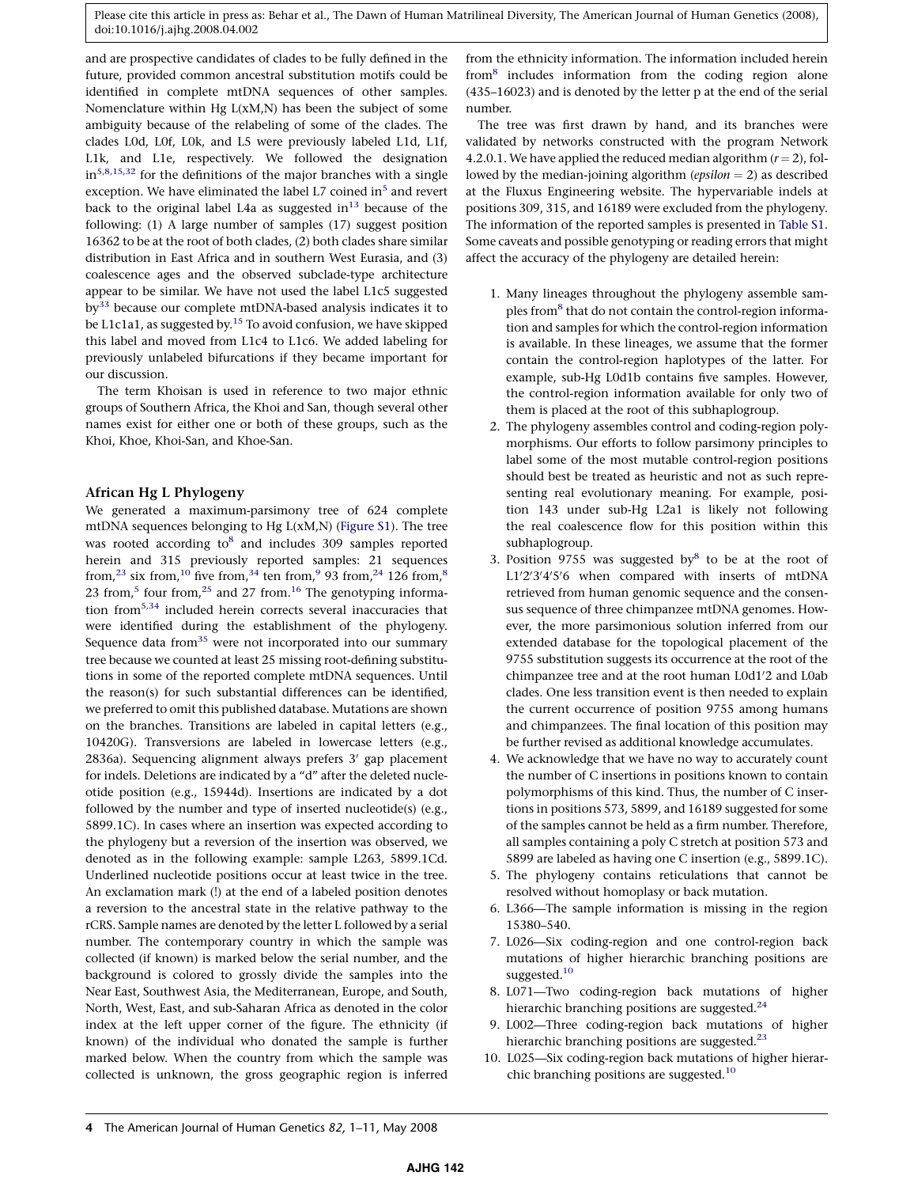and are prospective candidates of clades to be fully defined in the future, provided common ancestral substitution motifs could be identified in complete mtDNA sequences of other samples. Nomenclature within Hg L(xM,N) has been the subject of some ambiguity because of the relabeling of some of the clades. The clades L0d, L0f, L0k, and L5 were previously labeled L1d, L1f, L1k, and L1e, respectively. We followed the designation in[5,8,15,32] for the definitions of the major branches with a single exception. We have eliminated the label L7 coined in[5] and revert back to the original label L4a as suggested in[13] because of the following: (1) A large number of samples (17) suggest position 16362 to be at the root of both clades, (2) both clades share similar distribution in East Africa and in southern West Eurasia, and (3) coalescence ages and the observed subclade-type architecture appear to be similar. We have not used the label L1c5 suggested by[33] because our complete mtDNA-based analysis indicates it to be L1c1a1, as suggested by.[15] To avoid confusion, we have skipped this label and moved from L1c4 to L1c6. We added labeling for previously unlabeled bifurcations if they became important for our discussion.

The term Khoisan is used in reference to two major ethnic groups of Southern Africa, the Khoi and San, though several other names exist for either one or both of these groups, such as the Khoi, Khoe, Khoi-San, and Khoe-San.

## African Hg L Phylogeny

We generated a maximum-parsimony tree of 624 complete mtDNA sequences belonging to Hg L(xM,N) (Figure S1). The tree was rooted according to[8] and includes 309 samples reported herein and 315 previously reported samples: 21 sequences from,[23] six from,[10] five from,[34] ten from,[9] 93 from,[24] 126 from,[8] 23 from,[5] four from,[25] and 27 from.[16] The genotyping information from[5,34] included herein corrects several inaccuracies that were identified during the establishment of the phylogeny. Sequence data from[35] were not incorporated into our summary tree because we counted at least 25 missing root-defining substitutions in some of the reported complete mtDNA sequences. Until the reason(s) for such substantial differences can be identified, we preferred to omit this published database. Mutations are shown on the branches. Transitions are labeled in capital letters (e.g., 10420G). Transversions are labeled in lowercase letters (e.g., 2836a). Sequencing alignment always prefers 3′ gap placement for indels. Deletions are indicated by a "d" after the deleted nucleotide position (e.g., 15944d). Insertions are indicated by a dot followed by the number and type of inserted nucleotide(s) (e.g., 5899.1C). In cases where an insertion was expected according to the phylogeny but a reversion of the insertion was observed, we denoted as in the following example: sample L263, 5899.1Cd. Underlined nucleotide positions occur at least twice in the tree. An exclamation mark (!) at the end of a labeled position denotes a reversion to the ancestral state in the relative pathway to the rCRS. Sample names are denoted by the letter L followed by a serial number. The contemporary country in which the sample was collected (if known) is marked below the serial number, and the background is colored to grossly divide the samples into the Near East, Southwest Asia, the Mediterranean, Europe, and South, North, West, East, and sub-Saharan Africa as denoted in the color index at the left upper corner of the figure. The ethnicity (if known) of the individual who donated the sample is further marked below. When the country from which the sample was collected is unknown, the gross geographic region is inferred from the ethnicity information. The information included herein from[8] includes information from the coding region alone (435–16023) and is denoted by the letter p at the end of the serial number.

The tree was first drawn by hand, and its branches were validated by networks constructed with the program Network 4.2.0.1. We have applied the reduced median algorithm ($r = 2$), followed by the median-joining algorithm (*epsilon* = 2) as described at the Fluxus Engineering website. The hypervariable indels at positions 309, 315, and 16189 were excluded from the phylogeny. The information of the reported samples is presented in Table S1. Some caveats and possible genotyping or reading errors that might affect the accuracy of the phylogeny are detailed herein:

1. Many lineages throughout the phylogeny assemble samples from[8] that do not contain the control-region information and samples for which the control-region information is available. In these lineages, we assume that the former contain the control-region haplotypes of the latter. For example, sub-Hg L0d1b contains five samples. However, the control-region information available for only two of them is placed at the root of this subhaplogroup.
2. The phylogeny assembles control and coding-region polymorphisms. Our efforts to follow parsimony principles to label some of the most mutable control-region positions should best be treated as heuristic and not as such representing real evolutionary meaning. For example, position 143 under sub-Hg L2a1 is likely not following the real coalescence flow for this position within this subhaplogroup.
3. Position 9755 was suggested by[8] to be at the root of L1′2′3′4′5′6 when compared with inserts of mtDNA retrieved from human genomic sequence and the consensus sequence of three chimpanzee mtDNA genomes. However, the more parsimonious solution inferred from our extended database for the topological placement of the 9755 substitution suggests its occurrence at the root of the chimpanzee tree and at the root human L0d1′2 and L0ab clades. One less transition event is then needed to explain the current occurrence of position 9755 among humans and chimpanzees. The final location of this position may be further revised as additional knowledge accumulates.
4. We acknowledge that we have no way to accurately count the number of C insertions in positions known to contain polymorphisms of this kind. Thus, the number of C insertions in positions 573, 5899, and 16189 suggested for some of the samples cannot be held as a firm number. Therefore, all samples containing a poly C stretch at position 573 and 5899 are labeled as having one C insertion (e.g., 5899.1C).
5. The phylogeny contains reticulations that cannot be resolved without homoplasy or back mutation.
6. L366—The sample information is missing in the region 15380–540.
7. L026—Six coding-region and one control-region back mutations of higher hierarchic branching positions are suggested.[10]
8. L071—Two coding-region back mutations of higher hierarchic branching positions are suggested.[24]
9. L002—Three coding-region back mutations of higher hierarchic branching positions are suggested.[23]
10. L025—Six coding-region back mutations of higher hierarchic branching positions are suggested.[10]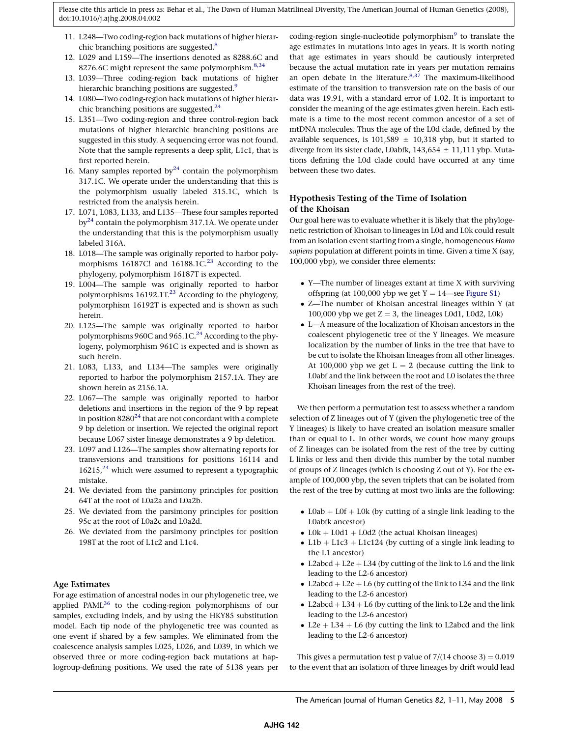11. L248—Two coding-region back mutations of higher hierarchic branching positions are suggested.[8]
12. L029 and L159—The insertions denoted as 8288.6C and 8276.6C might represent the same polymorphism.[8,34]
13. L039—Three coding-region back mutations of higher hierarchic branching positions are suggested.[9]
14. L080—Two coding-region back mutations of higher hierarchic branching positions are suggested.[24]
15. L351—Two coding-region and three control-region back mutations of higher hierarchic branching positions are suggested in this study. A sequencing error was not found. Note that the sample represents a deep split, L1c1, that is first reported herein.
16. Many samples reported by[24] contain the polymorphism 317.1C. We operate under the understanding that this is the polymorphism usually labeled 315.1C, which is restricted from the analysis herein.
17. L071, L083, L133, and L135—These four samples reported by[24] contain the polymorphism 317.1A. We operate under the understanding that this is the polymorphism usually labeled 316A.
18. L018—The sample was originally reported to harbor polymorphisms 16187C! and 16188.1C.[23] According to the phylogeny, polymorphism 16187T is expected.
19. L004—The sample was originally reported to harbor polymorphisms 16192.1T.[23] According to the phylogeny, polymorphism 16192T is expected and is shown as such herein.
20. L125—The sample was originally reported to harbor polymorphisms 960C and 965.1C.[24] According to the phylogeny, polymorphism 961C is expected and is shown as such herein.
21. L083, L133, and L134—The samples were originally reported to harbor the polymorphism 2157.1A. They are shown herein as 2156.1A.
22. L067—The sample was originally reported to harbor deletions and insertions in the region of the 9 bp repeat in position 8280[24] that are not concordant with a complete 9 bp deletion or insertion. We rejected the original report because L067 sister lineage demonstrates a 9 bp deletion.
23. L097 and L126—The samples show alternating reports for transversions and transitions for positions 16114 and 16215,[24] which were assumed to represent a typographic mistake.
24. We deviated from the parsimony principles for position 64T at the root of L0a2a and L0a2b.
25. We deviated from the parsimony principles for position 95c at the root of L0a2c and L0a2d.
26. We deviated from the parsimony principles for position 198T at the root of L1c2 and L1c4.

## Age Estimates

For age estimation of ancestral nodes in our phylogenetic tree, we applied PAML[36] to the coding-region polymorphisms of our samples, excluding indels, and by using the HKY85 substitution model. Each tip node of the phylogenetic tree was counted as one event if shared by a few samples. We eliminated from the coalescence analysis samples L025, L026, and L039, in which we observed three or more coding-region back mutations at haplogroup-defining positions. We used the rate of 5138 years per coding-region single-nucleotide polymorphism[9] to translate the age estimates in mutations into ages in years. It is worth noting that age estimates in years should be cautiously interpreted because the actual mutation rate in years per mutation remains an open debate in the literature.[8,37] The maximum-likelihood estimate of the transition to transversion rate on the basis of our data was 19.91, with a standard error of 1.02. It is important to consider the meaning of the age estimates given herein. Each estimate is a time to the most recent common ancestor of a set of mtDNA molecules. Thus the age of the L0d clade, defined by the available sequences, is 101,589 ± 10,318 ybp, but it started to diverge from its sister clade, L0abfk, 143,654 ± 11,111 ybp. Mutations defining the L0d clade could have occurred at any time between these two dates.

## Hypothesis Testing of the Time of Isolation of the Khoisan

Our goal here was to evaluate whether it is likely that the phylogenetic restriction of Khoisan to lineages in L0d and L0k could result from an isolation event starting from a single, homogeneous *Homo sapiens* population at different points in time. Given a time X (say, 100,000 ybp), we consider three elements:

- Y—The number of lineages extant at time X with surviving offspring (at 100,000 ybp we get Y = 14—see Figure S1)
- Z—The number of Khoisan ancestral lineages within Y (at 100,000 ybp we get Z = 3, the lineages L0d1, L0d2, L0k)
- L—A measure of the localization of Khoisan ancestors in the coalescent phylogenetic tree of the Y lineages. We measure localization by the number of links in the tree that have to be cut to isolate the Khoisan lineages from all other lineages. At 100,000 ybp we get L = 2 (because cutting the link to L0abf and the link between the root and L0 isolates the three Khoisan lineages from the rest of the tree).

We then perform a permutation test to assess whether a random selection of Z lineages out of Y (given the phylogenetic tree of the Y lineages) is likely to have created an isolation measure smaller than or equal to L. In other words, we count how many groups of Z lineages can be isolated from the rest of the tree by cutting L links or less and then divide this number by the total number of groups of Z lineages (which is choosing Z out of Y). For the example of 100,000 ybp, the seven triplets that can be isolated from the rest of the tree by cutting at most two links are the following:

- L0ab + L0f + L0k (by cutting of a single link leading to the L0abfk ancestor)
- L0k + L0d1 + L0d2 (the actual Khoisan lineages)
- L1b + L1c3 + L1c124 (by cutting of a single link leading to the L1 ancestor)
- L2abcd + L2e + L34 (by cutting of the link to L6 and the link leading to the L2-6 ancestor)
- L2abcd + L2e + L6 (by cutting of the link to L34 and the link leading to the L2-6 ancestor)
- L2abcd + L34 + L6 (by cutting of the link to L2e and the link leading to the L2-6 ancestor)
- L2e + L34 + L6 (by cutting the link to L2abcd and the link leading to the L2-6 ancestor)

This gives a permutation test p value of 7/(14 choose 3) = 0.019 to the event that an isolation of three lineages by drift would lead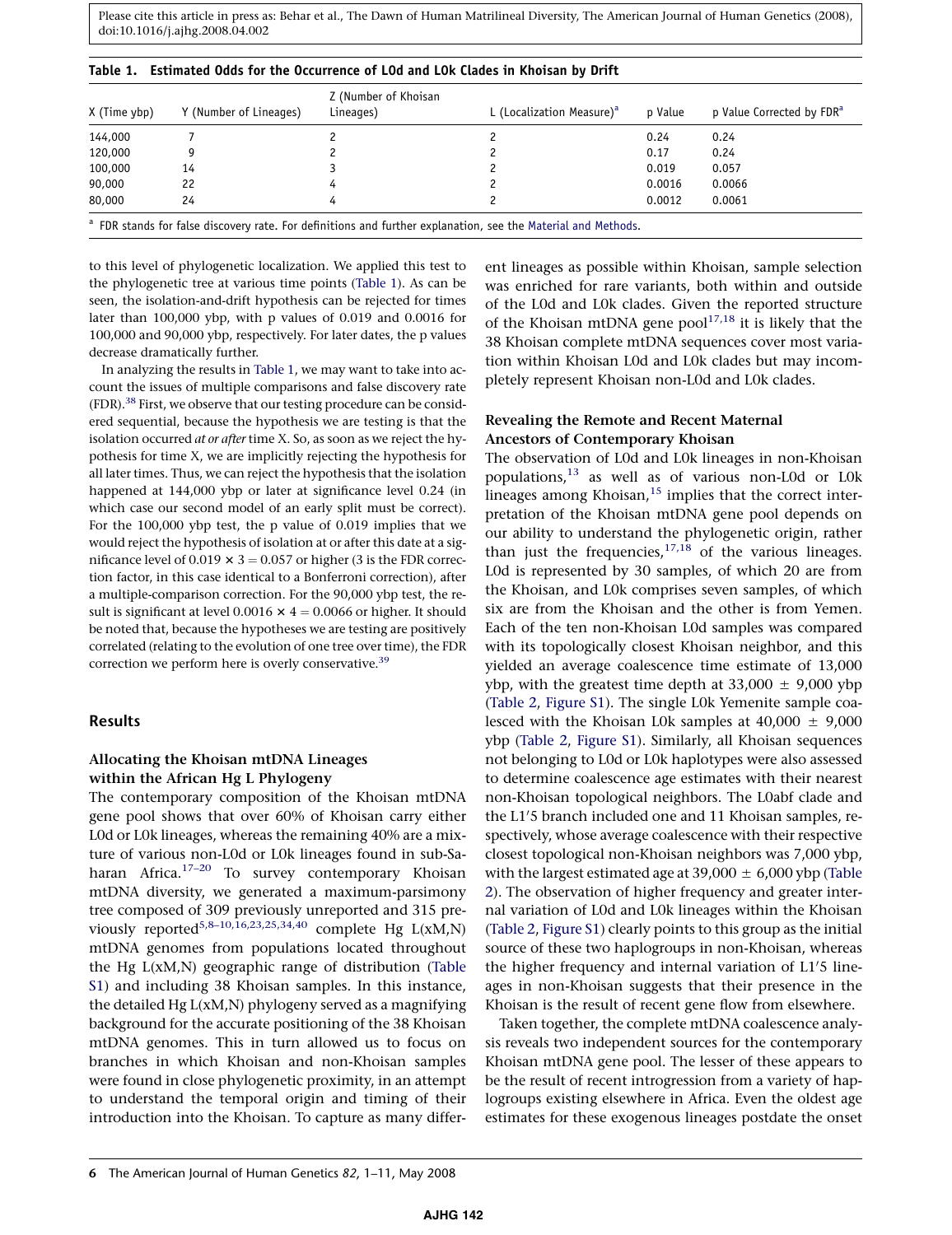**Table 1. Estimated Odds for the Occurrence of L0d and L0k Clades in Khoisan by Drift**

| X (Time ybp) | Y (Number of Lineages) | Z (Number of Khoisan Lineages) | L (Localization Measure)[a] | p Value | p Value Corrected by FDR[a] |
|---|---|---|---|---|---|
| 144,000 | 7 | 2 | 2 | 0.24 | 0.24 |
| 120,000 | 9 | 2 | 2 | 0.17 | 0.24 |
| 100,000 | 14 | 3 | 2 | 0.019 | 0.057 |
| 90,000 | 22 | 4 | 2 | 0.0016 | 0.0066 |
| 80,000 | 24 | 4 | 2 | 0.0012 | 0.0061 |

[a] FDR stands for false discovery rate. For definitions and further explanation, see the Material and Methods.

to this level of phylogenetic localization. We applied this test to the phylogenetic tree at various time points (Table 1). As can be seen, the isolation-and-drift hypothesis can be rejected for times later than 100,000 ybp, with p values of 0.019 and 0.0016 for 100,000 and 90,000 ybp, respectively. For later dates, the p values decrease dramatically further.

In analyzing the results in Table 1, we may want to take into account the issues of multiple comparisons and false discovery rate (FDR).[38] First, we observe that our testing procedure can be considered sequential, because the hypothesis we are testing is that the isolation occurred *at or after* time X. So, as soon as we reject the hypothesis for time X, we are implicitly rejecting the hypothesis for all later times. Thus, we can reject the hypothesis that the isolation happened at 144,000 ybp or later at significance level 0.24 (in which case our second model of an early split must be correct). For the 100,000 ybp test, the p value of 0.019 implies that we would reject the hypothesis of isolation at or after this date at a significance level of $0.019 \times 3 = 0.057$ or higher (3 is the FDR correction factor, in this case identical to a Bonferroni correction), after a multiple-comparison correction. For the 90,000 ybp test, the result is significant at level $0.0016 \times 4 = 0.0066$ or higher. It should be noted that, because the hypotheses we are testing are positively correlated (relating to the evolution of one tree over time), the FDR correction we perform here is overly conservative.[39]

## Results

### Allocating the Khoisan mtDNA Lineages within the African Hg L Phylogeny

The contemporary composition of the Khoisan mtDNA gene pool shows that over 60% of Khoisan carry either L0d or L0k lineages, whereas the remaining 40% are a mixture of various non-L0d or L0k lineages found in sub-Saharan Africa.[17–20] To survey contemporary Khoisan mtDNA diversity, we generated a maximum-parsimony tree composed of 309 previously unreported and 315 previously reported[5,8–10,16,23,25,34,40] complete Hg L(xM,N) mtDNA genomes from populations located throughout the Hg L(xM,N) geographic range of distribution (Table S1) and including 38 Khoisan samples. In this instance, the detailed Hg L(xM,N) phylogeny served as a magnifying background for the accurate positioning of the 38 Khoisan mtDNA genomes. This in turn allowed us to focus on branches in which Khoisan and non-Khoisan samples were found in close phylogenetic proximity, in an attempt to understand the temporal origin and timing of their introduction into the Khoisan. To capture as many different lineages as possible within Khoisan, sample selection was enriched for rare variants, both within and outside of the L0d and L0k clades. Given the reported structure of the Khoisan mtDNA gene pool[17,18] it is likely that the 38 Khoisan complete mtDNA sequences cover most variation within Khoisan L0d and L0k clades but may incompletely represent Khoisan non-L0d and L0k clades.

### Revealing the Remote and Recent Maternal Ancestors of Contemporary Khoisan

The observation of L0d and L0k lineages in non-Khoisan populations,[13] as well as of various non-L0d or L0k lineages among Khoisan,[15] implies that the correct interpretation of the Khoisan mtDNA gene pool depends on our ability to understand the phylogenetic origin, rather than just the frequencies,[17,18] of the various lineages. L0d is represented by 30 samples, of which 20 are from the Khoisan, and L0k comprises seven samples, of which six are from the Khoisan and the other is from Yemen. Each of the ten non-Khoisan L0d samples was compared with its topologically closest Khoisan neighbor, and this yielded an average coalescence time estimate of 13,000 ybp, with the greatest time depth at 33,000 ± 9,000 ybp (Table 2, Figure S1). The single L0k Yemenite sample coalesced with the Khoisan L0k samples at 40,000 ± 9,000 ybp (Table 2, Figure S1). Similarly, all Khoisan sequences not belonging to L0d or L0k haplotypes were also assessed to determine coalescence age estimates with their nearest non-Khoisan topological neighbors. The L0abf clade and the L1′5 branch included one and 11 Khoisan samples, respectively, whose average coalescence with their respective closest topological non-Khoisan neighbors was 7,000 ybp, with the largest estimated age at 39,000 ± 6,000 ybp (Table 2). The observation of higher frequency and greater internal variation of L0d and L0k lineages within the Khoisan (Table 2, Figure S1) clearly points to this group as the initial source of these two haplogroups in non-Khoisan, whereas the higher frequency and internal variation of L1′5 lineages in non-Khoisan suggests that their presence in the Khoisan is the result of recent gene flow from elsewhere.

Taken together, the complete mtDNA coalescence analysis reveals two independent sources for the contemporary Khoisan mtDNA gene pool. The lesser of these appears to be the result of recent introgression from a variety of haplogroups existing elsewhere in Africa. Even the oldest age estimates for these exogenous lineages postdate the onset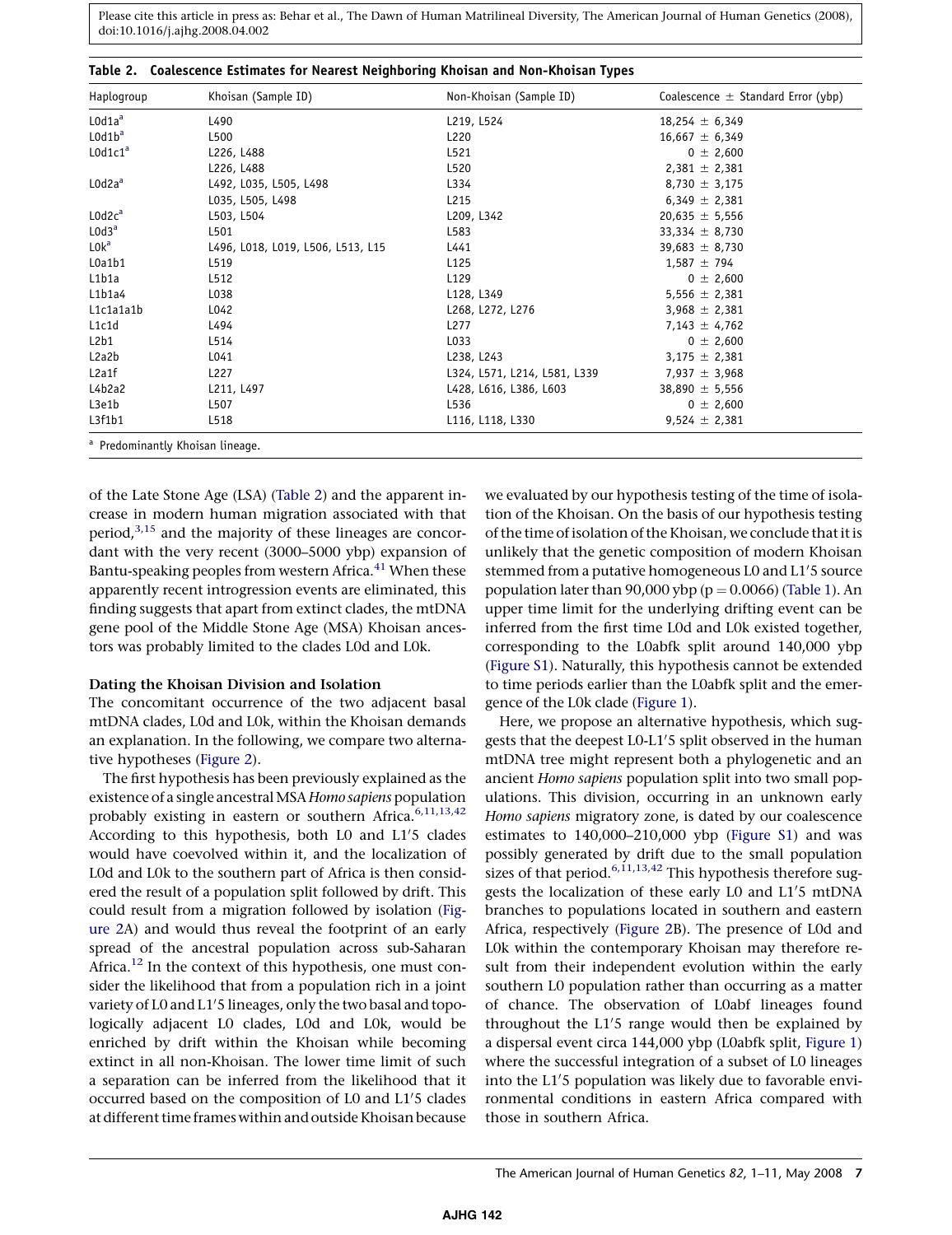**Table 2. Coalescence Estimates for Nearest Neighboring Khoisan and Non-Khoisan Types**

| Haplogroup | Khoisan (Sample ID) | Non-Khoisan (Sample ID) | Coalescence ± Standard Error (ybp) |
|---|---|---|---|
| L0d1a[a] | L490 | L219, L524 | 18,254 ± 6,349 |
| L0d1b[a] | L500 | L220 | 16,667 ± 6,349 |
| L0d1c1[a] | L226, L488 | L521 | 0 ± 2,600 |
| | L226, L488 | L520 | 2,381 ± 2,381 |
| L0d2a[a] | L492, L035, L505, L498 | L334 | 8,730 ± 3,175 |
| | L035, L505, L498 | L215 | 6,349 ± 2,381 |
| L0d2c[a] | L503, L504 | L209, L342 | 20,635 ± 5,556 |
| L0d3[a] | L501 | L583 | 33,334 ± 8,730 |
| L0k[a] | L496, L018, L019, L506, L513, L15 | L441 | 39,683 ± 8,730 |
| L0a1b1 | L519 | L125 | 1,587 ± 794 |
| L1b1a | L512 | L129 | 0 ± 2,600 |
| L1b1a4 | L038 | L128, L349 | 5,556 ± 2,381 |
| L1c1a1a1b | L042 | L268, L272, L276 | 3,968 ± 2,381 |
| L1c1d | L494 | L277 | 7,143 ± 4,762 |
| L2b1 | L514 | L033 | 0 ± 2,600 |
| L2a2b | L041 | L238, L243 | 3,175 ± 2,381 |
| L2a1f | L227 | L324, L571, L214, L581, L339 | 7,937 ± 3,968 |
| L4b2a2 | L211, L497 | L428, L616, L386, L603 | 38,890 ± 5,556 |
| L3e1b | L507 | L536 | 0 ± 2,600 |
| L3f1b1 | L518 | L116, L118, L330 | 9,524 ± 2,381 |

[a] Predominantly Khoisan lineage.

of the Late Stone Age (LSA) (Table 2) and the apparent increase in modern human migration associated with that period,[3,15] and the majority of these lineages are concordant with the very recent (3000–5000 ybp) expansion of Bantu-speaking peoples from western Africa.[41] When these apparently recent introgression events are eliminated, this finding suggests that apart from extinct clades, the mtDNA gene pool of the Middle Stone Age (MSA) Khoisan ancestors was probably limited to the clades L0d and L0k.

### Dating the Khoisan Division and Isolation

The concomitant occurrence of the two adjacent basal mtDNA clades, L0d and L0k, within the Khoisan demands an explanation. In the following, we compare two alternative hypotheses (Figure 2).

The first hypothesis has been previously explained as the existence of a single ancestral MSA *Homo sapiens* population probably existing in eastern or southern Africa.[6,11,13,42] According to this hypothesis, both L0 and L1′5 clades would have coevolved within it, and the localization of L0d and L0k to the southern part of Africa is then considered the result of a population split followed by drift. This could result from a migration followed by isolation (Figure 2A) and would thus reveal the footprint of an early spread of the ancestral population across sub-Saharan Africa.[12] In the context of this hypothesis, one must consider the likelihood that from a population rich in a joint variety of L0 and L1′5 lineages, only the two basal and topologically adjacent L0 clades, L0d and L0k, would be enriched by drift within the Khoisan while becoming extinct in all non-Khoisan. The lower time limit of such a separation can be inferred from the likelihood that it occurred based on the composition of L0 and L1′5 clades at different time frames within and outside Khoisan because we evaluated by our hypothesis testing of the time of isolation of the Khoisan. On the basis of our hypothesis testing of the time of isolation of the Khoisan, we conclude that it is unlikely that the genetic composition of modern Khoisan stemmed from a putative homogeneous L0 and L1′5 source population later than 90,000 ybp ($p = 0.0066$) (Table 1). An upper time limit for the underlying drifting event can be inferred from the first time L0d and L0k existed together, corresponding to the L0abfk split around 140,000 ybp (Figure S1). Naturally, this hypothesis cannot be extended to time periods earlier than the L0abfk split and the emergence of the L0k clade (Figure 1).

Here, we propose an alternative hypothesis, which suggests that the deepest L0-L1′5 split observed in the human mtDNA tree might represent both a phylogenetic and an ancient *Homo sapiens* population split into two small populations. This division, occurring in an unknown early *Homo sapiens* migratory zone, is dated by our coalescence estimates to 140,000–210,000 ybp (Figure S1) and was possibly generated by drift due to the small population sizes of that period.[6,11,13,42] This hypothesis therefore suggests the localization of these early L0 and L1′5 mtDNA branches to populations located in southern and eastern Africa, respectively (Figure 2B). The presence of L0d and L0k within the contemporary Khoisan may therefore result from their independent evolution within the early southern L0 population rather than occurring as a matter of chance. The observation of L0abf lineages found throughout the L1′5 range would then be explained by a dispersal event circa 144,000 ybp (L0abfk split, Figure 1) where the successful integration of a subset of L0 lineages into the L1′5 population was likely due to favorable environmental conditions in eastern Africa compared with those in southern Africa.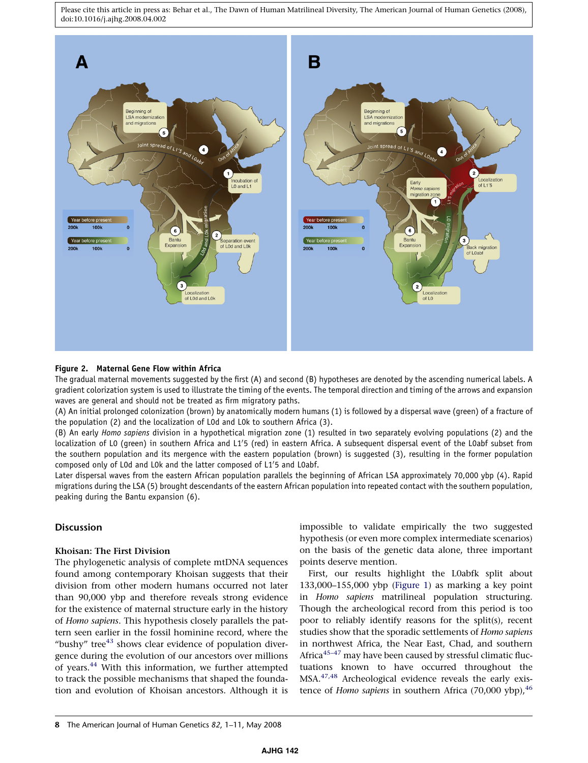**Figure 2. Maternal Gene Flow within Africa**

The gradual maternal movements suggested by the first (A) and second (B) hypotheses are denoted by the ascending numerical labels. A gradient colorization system is used to illustrate the timing of the events. The temporal direction and timing of the arrows and expansion waves are general and should not be treated as firm migratory paths.

(A) An initial prolonged colonization (brown) by anatomically modern humans (1) is followed by a dispersal wave (green) of a fracture of the population (2) and the localization of L0d and L0k to southern Africa (3).

(B) An early *Homo sapiens* division in a hypothetical migration zone (1) resulted in two separately evolving populations (2) and the localization of L0 (green) in southern Africa and L1′5 (red) in eastern Africa. A subsequent dispersal event of the L0abf subset from the southern population and its mergence with the eastern population (brown) is suggested (3), resulting in the former population composed only of L0d and L0k and the latter composed of L1′5 and L0abf.

Later dispersal waves from the eastern African population parallels the beginning of African LSA approximately 70,000 ybp (4). Rapid migrations during the LSA (5) brought descendants of the eastern African population into repeated contact with the southern population, peaking during the Bantu expansion (6).

## Discussion

### Khoisan: The First Division

The phylogenetic analysis of complete mtDNA sequences found among contemporary Khoisan suggests that their division from other modern humans occurred not later than 90,000 ybp and therefore reveals strong evidence for the existence of maternal structure early in the history of *Homo sapiens*. This hypothesis closely parallels the pattern seen earlier in the fossil hominine record, where the "bushy" tree[43] shows clear evidence of population divergence during the evolution of our ancestors over millions of years.[44] With this information, we further attempted to track the possible mechanisms that shaped the foundation and evolution of Khoisan ancestors. Although it is impossible to validate empirically the two suggested hypothesis (or even more complex intermediate scenarios) on the basis of the genetic data alone, three important points deserve mention.

First, our results highlight the L0abfk split about 133,000–155,000 ybp (Figure 1) as marking a key point in *Homo sapiens* matrilineal population structuring. Though the archeological record from this period is too poor to reliably identify reasons for the split(s), recent studies show that the sporadic settlements of *Homo sapiens* in northwest Africa, the Near East, Chad, and southern Africa[45–47] may have been caused by stressful climatic fluctuations known to have occurred throughout the MSA.[47,48] Archeological evidence reveals the early existence of *Homo sapiens* in southern Africa (70,000 ybp),[46]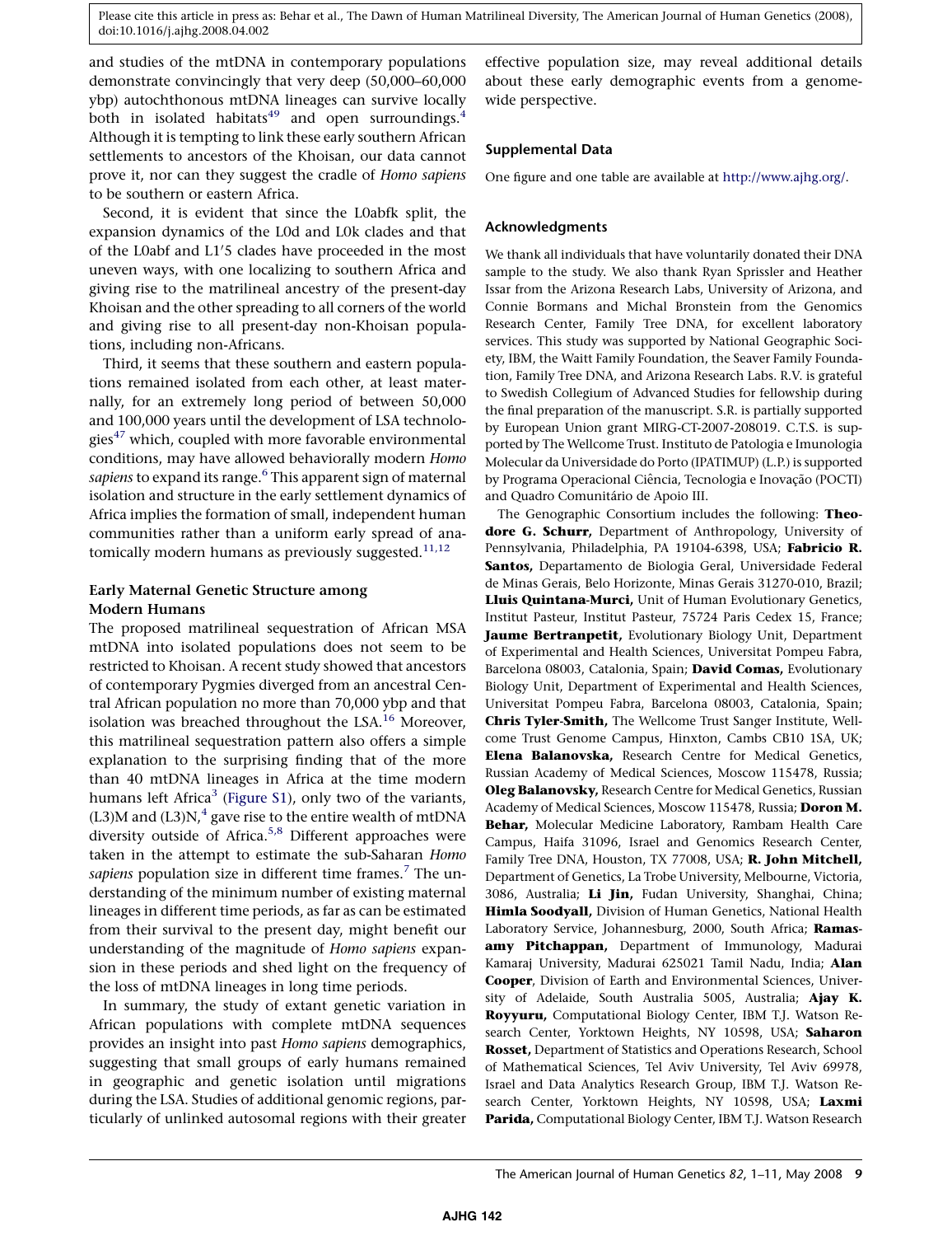and studies of the mtDNA in contemporary populations demonstrate convincingly that very deep (50,000–60,000 ybp) autochthonous mtDNA lineages can survive locally both in isolated habitats[49] and open surroundings.[4] Although it is tempting to link these early southern African settlements to ancestors of the Khoisan, our data cannot prove it, nor can they suggest the cradle of *Homo sapiens* to be southern or eastern Africa.

Second, it is evident that since the L0abfk split, the expansion dynamics of the L0d and L0k clades and that of the L0abf and L1′5 clades have proceeded in the most uneven ways, with one localizing to southern Africa and giving rise to the matrilineal ancestry of the present-day Khoisan and the other spreading to all corners of the world and giving rise to all present-day non-Khoisan populations, including non-Africans.

Third, it seems that these southern and eastern populations remained isolated from each other, at least maternally, for an extremely long period of between 50,000 and 100,000 years until the development of LSA technologies[47] which, coupled with more favorable environmental conditions, may have allowed behaviorally modern *Homo sapiens* to expand its range.[6] This apparent sign of maternal isolation and structure in the early settlement dynamics of Africa implies the formation of small, independent human communities rather than a uniform early spread of anatomically modern humans as previously suggested.[11,12]

### Early Maternal Genetic Structure among Modern Humans

The proposed matrilineal sequestration of African MSA mtDNA into isolated populations does not seem to be restricted to Khoisan. A recent study showed that ancestors of contemporary Pygmies diverged from an ancestral Central African population no more than 70,000 ybp and that isolation was breached throughout the LSA.[16] Moreover, this matrilineal sequestration pattern also offers a simple explanation to the surprising finding that of the more than 40 mtDNA lineages in Africa at the time modern humans left Africa[3] (Figure S1), only two of the variants, (L3)M and (L3)N,[4] gave rise to the entire wealth of mtDNA diversity outside of Africa.[5,8] Different approaches were taken in the attempt to estimate the sub-Saharan *Homo sapiens* population size in different time frames.[7] The understanding of the minimum number of existing maternal lineages in different time periods, as far as can be estimated from their survival to the present day, might benefit our understanding of the magnitude of *Homo sapiens* expansion in these periods and shed light on the frequency of the loss of mtDNA lineages in long time periods.

In summary, the study of extant genetic variation in African populations with complete mtDNA sequences provides an insight into past *Homo sapiens* demographics, suggesting that small groups of early humans remained in geographic and genetic isolation until migrations during the LSA. Studies of additional genomic regions, particularly of unlinked autosomal regions with their greater effective population size, may reveal additional details about these early demographic events from a genome-wide perspective.

### Supplemental Data

One figure and one table are available at http://www.ajhg.org/.

### Acknowledgments

We thank all individuals that have voluntarily donated their DNA sample to the study. We also thank Ryan Sprissler and Heather Issar from the Arizona Research Labs, University of Arizona, and Connie Bormans and Michal Bronstein from the Genomics Research Center, Family Tree DNA, for excellent laboratory services. This study was supported by National Geographic Society, IBM, the Waitt Family Foundation, the Seaver Family Foundation, Family Tree DNA, and Arizona Research Labs. R.V. is grateful to Swedish Collegium of Advanced Studies for fellowship during the final preparation of the manuscript. S.R. is partially supported by European Union grant MIRG-CT-2007-208019. C.T.S. is supported by The Wellcome Trust. Instituto de Patologia e Imunologia Molecular da Universidade do Porto (IPATIMUP) (L.P.) is supported by Programa Operacional Ciência, Tecnologia e Inovação (POCTI) and Quadro Comunitário de Apoio III.

The Genographic Consortium includes the following: **Theodore G. Schurr,** Department of Anthropology, University of Pennsylvania, Philadelphia, PA 19104-6398, USA; **Fabricio R. Santos,** Departamento de Biologia Geral, Universidade Federal de Minas Gerais, Belo Horizonte, Minas Gerais 31270-010, Brazil; **Lluis Quintana-Murci,** Unit of Human Evolutionary Genetics, Institut Pasteur, Institut Pasteur, 75724 Paris Cedex 15, France; **Jaume Bertranpetit,** Evolutionary Biology Unit, Department of Experimental and Health Sciences, Universitat Pompeu Fabra, Barcelona 08003, Catalonia, Spain; **David Comas,** Evolutionary Biology Unit, Department of Experimental and Health Sciences, Universitat Pompeu Fabra, Barcelona 08003, Catalonia, Spain; **Chris Tyler-Smith,** The Wellcome Trust Sanger Institute, Wellcome Trust Genome Campus, Hinxton, Cambs CB10 1SA, UK; **Elena Balanovska,** Research Centre for Medical Genetics, Russian Academy of Medical Sciences, Moscow 115478, Russia; **Oleg Balanovsky,** Research Centre for Medical Genetics, Russian Academy of Medical Sciences, Moscow 115478, Russia; **Doron M. Behar,** Molecular Medicine Laboratory, Rambam Health Care Campus, Haifa 31096, Israel and Genomics Research Center, Family Tree DNA, Houston, TX 77008, USA; **R. John Mitchell,** Department of Genetics, La Trobe University, Melbourne, Victoria, 3086, Australia; **Li Jin,** Fudan University, Shanghai, China; **Himla Soodyall,** Division of Human Genetics, National Health Laboratory Service, Johannesburg, 2000, South Africa; **Ramasamy Pitchappan,** Department of Immunology, Madurai Kamaraj University, Madurai 625021 Tamil Nadu, India; **Alan Cooper**, Division of Earth and Environmental Sciences, University of Adelaide, South Australia 5005, Australia; **Ajay K. Royyuru,** Computational Biology Center, IBM T.J. Watson Research Center, Yorktown Heights, NY 10598, USA; **Saharon Rosset,** Department of Statistics and Operations Research, School of Mathematical Sciences, Tel Aviv University, Tel Aviv 69978, Israel and Data Analytics Research Group, IBM T.J. Watson Research Center, Yorktown Heights, NY 10598, USA; **Laxmi Parida,** Computational Biology Center, IBM T.J. Watson Research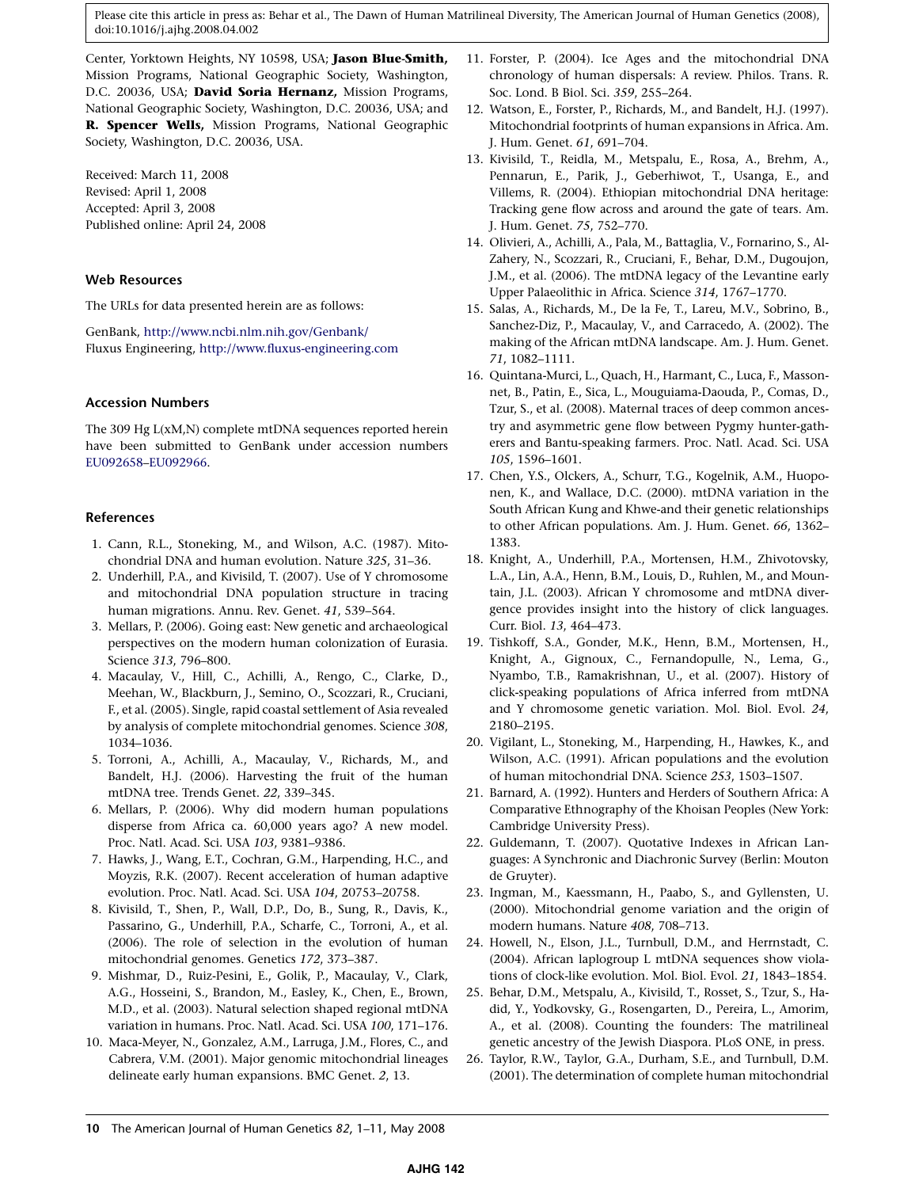Center, Yorktown Heights, NY 10598, USA; **Jason Blue-Smith,** Mission Programs, National Geographic Society, Washington, D.C. 20036, USA; **David Soria Hernanz,** Mission Programs, National Geographic Society, Washington, D.C. 20036, USA; and **R. Spencer Wells,** Mission Programs, National Geographic Society, Washington, D.C. 20036, USA.

Received: March 11, 2008
Revised: April 1, 2008
Accepted: April 3, 2008
Published online: April 24, 2008

### Web Resources

The URLs for data presented herein are as follows:

GenBank, http://www.ncbi.nlm.nih.gov/Genbank/
Fluxus Engineering, http://www.fluxus-engineering.com

### Accession Numbers

The 309 Hg L(xM,N) complete mtDNA sequences reported herein have been submitted to GenBank under accession numbers EU092658–EU092966.

### References

1. Cann, R.L., Stoneking, M., and Wilson, A.C. (1987). Mitochondrial DNA and human evolution. Nature *325*, 31–36.
2. Underhill, P.A., and Kivisild, T. (2007). Use of Y chromosome and mitochondrial DNA population structure in tracing human migrations. Annu. Rev. Genet. *41*, 539–564.
3. Mellars, P. (2006). Going east: New genetic and archaeological perspectives on the modern human colonization of Eurasia. Science *313*, 796–800.
4. Macaulay, V., Hill, C., Achilli, A., Rengo, C., Clarke, D., Meehan, W., Blackburn, J., Semino, O., Scozzari, R., Cruciani, F., et al. (2005). Single, rapid coastal settlement of Asia revealed by analysis of complete mitochondrial genomes. Science *308*, 1034–1036.
5. Torroni, A., Achilli, A., Macaulay, V., Richards, M., and Bandelt, H.J. (2006). Harvesting the fruit of the human mtDNA tree. Trends Genet. *22*, 339–345.
6. Mellars, P. (2006). Why did modern human populations disperse from Africa ca. 60,000 years ago? A new model. Proc. Natl. Acad. Sci. USA *103*, 9381–9386.
7. Hawks, J., Wang, E.T., Cochran, G.M., Harpending, H.C., and Moyzis, R.K. (2007). Recent acceleration of human adaptive evolution. Proc. Natl. Acad. Sci. USA *104*, 20753–20758.
8. Kivisild, T., Shen, P., Wall, D.P., Do, B., Sung, R., Davis, K., Passarino, G., Underhill, P.A., Scharfe, C., Torroni, A., et al. (2006). The role of selection in the evolution of human mitochondrial genomes. Genetics *172*, 373–387.
9. Mishmar, D., Ruiz-Pesini, E., Golik, P., Macaulay, V., Clark, A.G., Hosseini, S., Brandon, M., Easley, K., Chen, E., Brown, M.D., et al. (2003). Natural selection shaped regional mtDNA variation in humans. Proc. Natl. Acad. Sci. USA *100*, 171–176.
10. Maca-Meyer, N., Gonzalez, A.M., Larruga, J.M., Flores, C., and Cabrera, V.M. (2001). Major genomic mitochondrial lineages delineate early human expansions. BMC Genet. *2*, 13.
11. Forster, P. (2004). Ice Ages and the mitochondrial DNA chronology of human dispersals: A review. Philos. Trans. R. Soc. Lond. B Biol. Sci. *359*, 255–264.
12. Watson, E., Forster, P., Richards, M., and Bandelt, H.J. (1997). Mitochondrial footprints of human expansions in Africa. Am. J. Hum. Genet. *61*, 691–704.
13. Kivisild, T., Reidla, M., Metspalu, E., Rosa, A., Brehm, A., Pennarun, E., Parik, J., Geberhiwot, T., Usanga, E., and Villems, R. (2004). Ethiopian mitochondrial DNA heritage: Tracking gene flow across and around the gate of tears. Am. J. Hum. Genet. *75*, 752–770.
14. Olivieri, A., Achilli, A., Pala, M., Battaglia, V., Fornarino, S., Al-Zahery, N., Scozzari, R., Cruciani, F., Behar, D.M., Dugoujon, J.M., et al. (2006). The mtDNA legacy of the Levantine early Upper Palaeolithic in Africa. Science *314*, 1767–1770.
15. Salas, A., Richards, M., De la Fe, T., Lareu, M.V., Sobrino, B., Sanchez-Diz, P., Macaulay, V., and Carracedo, A. (2002). The making of the African mtDNA landscape. Am. J. Hum. Genet. *71*, 1082–1111.
16. Quintana-Murci, L., Quach, H., Harmant, C., Luca, F., Massonnet, B., Patin, E., Sica, L., Mouguiama-Daouda, P., Comas, D., Tzur, S., et al. (2008). Maternal traces of deep common ancestry and asymmetric gene flow between Pygmy hunter-gatherers and Bantu-speaking farmers. Proc. Natl. Acad. Sci. USA *105*, 1596–1601.
17. Chen, Y.S., Olckers, A., Schurr, T.G., Kogelnik, A.M., Huoponen, K., and Wallace, D.C. (2000). mtDNA variation in the South African Kung and Khwe-and their genetic relationships to other African populations. Am. J. Hum. Genet. *66*, 1362–1383.
18. Knight, A., Underhill, P.A., Mortensen, H.M., Zhivotovsky, L.A., Lin, A.A., Henn, B.M., Louis, D., Ruhlen, M., and Mountain, J.L. (2003). African Y chromosome and mtDNA divergence provides insight into the history of click languages. Curr. Biol. *13*, 464–473.
19. Tishkoff, S.A., Gonder, M.K., Henn, B.M., Mortensen, H., Knight, A., Gignoux, C., Fernandopulle, N., Lema, G., Nyambo, T.B., Ramakrishnan, U., et al. (2007). History of click-speaking populations of Africa inferred from mtDNA and Y chromosome genetic variation. Mol. Biol. Evol. *24*, 2180–2195.
20. Vigilant, L., Stoneking, M., Harpending, H., Hawkes, K., and Wilson, A.C. (1991). African populations and the evolution of human mitochondrial DNA. Science *253*, 1503–1507.
21. Barnard, A. (1992). Hunters and Herders of Southern Africa: A Comparative Ethnography of the Khoisan Peoples (New York: Cambridge University Press).
22. Guldemann, T. (2007). Quotative Indexes in African Languages: A Synchronic and Diachronic Survey (Berlin: Mouton de Gruyter).
23. Ingman, M., Kaessmann, H., Paabo, S., and Gyllensten, U. (2000). Mitochondrial genome variation and the origin of modern humans. Nature *408*, 708–713.
24. Howell, N., Elson, J.L., Turnbull, D.M., and Herrnstadt, C. (2004). African haplogroup L mtDNA sequences show violations of clock-like evolution. Mol. Biol. Evol. *21*, 1843–1854.
25. Behar, D.M., Metspalu, A., Kivisild, T., Rosset, S., Tzur, S., Hadid, Y., Yodkovsky, G., Rosengarten, D., Pereira, L., Amorim, A., et al. (2008). Counting the founders: The matrilineal genetic ancestry of the Jewish Diaspora. PLoS ONE, in press.
26. Taylor, R.W., Taylor, G.A., Durham, S.E., and Turnbull, D.M. (2001). The determination of complete human mitochondrial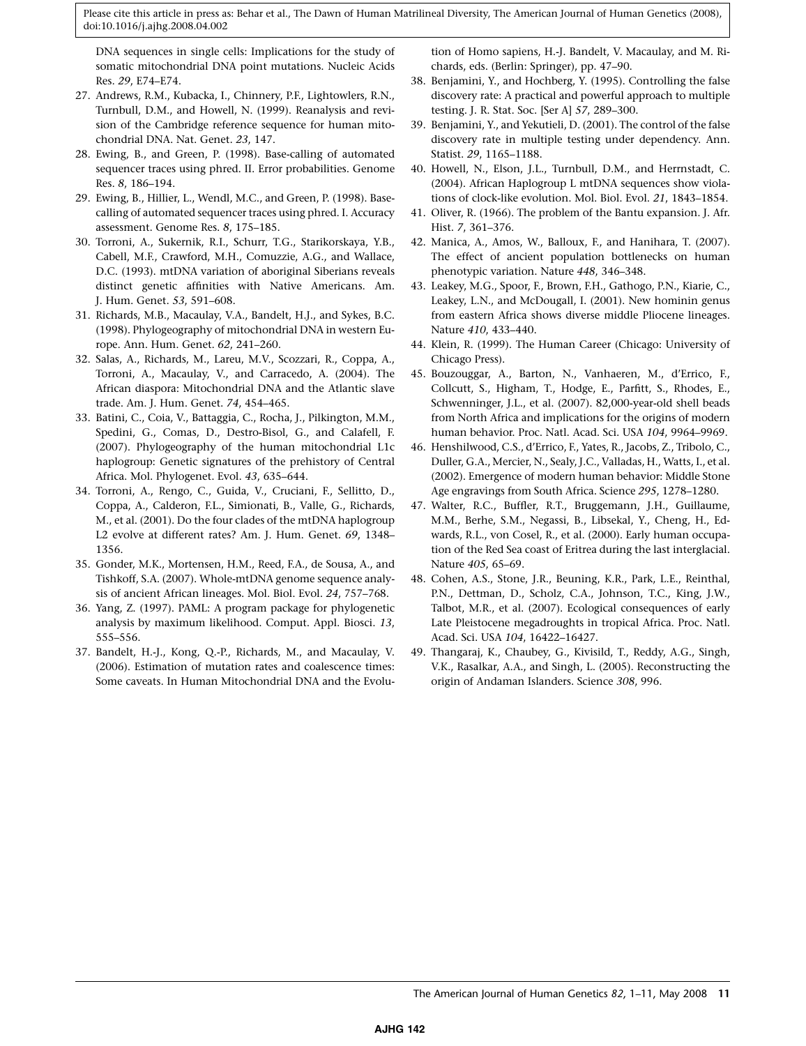DNA sequences in single cells: Implications for the study of somatic mitochondrial DNA point mutations. Nucleic Acids Res. *29*, E74–E74.

27. Andrews, R.M., Kubacka, I., Chinnery, P.F., Lightowlers, R.N., Turnbull, D.M., and Howell, N. (1999). Reanalysis and revision of the Cambridge reference sequence for human mitochondrial DNA. Nat. Genet. *23*, 147.
28. Ewing, B., and Green, P. (1998). Base-calling of automated sequencer traces using phred. II. Error probabilities. Genome Res. *8*, 186–194.
29. Ewing, B., Hillier, L., Wendl, M.C., and Green, P. (1998). Base-calling of automated sequencer traces using phred. I. Accuracy assessment. Genome Res. *8*, 175–185.
30. Torroni, A., Sukernik, R.I., Schurr, T.G., Starikorskaya, Y.B., Cabell, M.F., Crawford, M.H., Comuzzie, A.G., and Wallace, D.C. (1993). mtDNA variation of aboriginal Siberians reveals distinct genetic affinities with Native Americans. Am. J. Hum. Genet. *53*, 591–608.
31. Richards, M.B., Macaulay, V.A., Bandelt, H.J., and Sykes, B.C. (1998). Phylogeography of mitochondrial DNA in western Europe. Ann. Hum. Genet. *62*, 241–260.
32. Salas, A., Richards, M., Lareu, M.V., Scozzari, R., Coppa, A., Torroni, A., Macaulay, V., and Carracedo, A. (2004). The African diaspora: Mitochondrial DNA and the Atlantic slave trade. Am. J. Hum. Genet. *74*, 454–465.
33. Batini, C., Coia, V., Battaggia, C., Rocha, J., Pilkington, M.M., Spedini, G., Comas, D., Destro-Bisol, G., and Calafell, F. (2007). Phylogeography of the human mitochondrial L1c haplogroup: Genetic signatures of the prehistory of Central Africa. Mol. Phylogenet. Evol. *43*, 635–644.
34. Torroni, A., Rengo, C., Guida, V., Cruciani, F., Sellitto, D., Coppa, A., Calderon, F.L., Simionati, B., Valle, G., Richards, M., et al. (2001). Do the four clades of the mtDNA haplogroup L2 evolve at different rates? Am. J. Hum. Genet. *69*, 1348–1356.
35. Gonder, M.K., Mortensen, H.M., Reed, F.A., de Sousa, A., and Tishkoff, S.A. (2007). Whole-mtDNA genome sequence analysis of ancient African lineages. Mol. Biol. Evol. *24*, 757–768.
36. Yang, Z. (1997). PAML: A program package for phylogenetic analysis by maximum likelihood. Comput. Appl. Biosci. *13*, 555–556.
37. Bandelt, H.-J., Kong, Q.-P., Richards, M., and Macaulay, V. (2006). Estimation of mutation rates and coalescence times: Some caveats. In Human Mitochondrial DNA and the Evolution of Homo sapiens, H.-J. Bandelt, V. Macaulay, and M. Richards, eds. (Berlin: Springer), pp. 47–90.
38. Benjamini, Y., and Hochberg, Y. (1995). Controlling the false discovery rate: A practical and powerful approach to multiple testing. J. R. Stat. Soc. [Ser A] *57*, 289–300.
39. Benjamini, Y., and Yekutieli, D. (2001). The control of the false discovery rate in multiple testing under dependency. Ann. Statist. *29*, 1165–1188.
40. Howell, N., Elson, J.L., Turnbull, D.M., and Herrnstadt, C. (2004). African Haplogroup L mtDNA sequences show violations of clock-like evolution. Mol. Biol. Evol. *21*, 1843–1854.
41. Oliver, R. (1966). The problem of the Bantu expansion. J. Afr. Hist. *7*, 361–376.
42. Manica, A., Amos, W., Balloux, F., and Hanihara, T. (2007). The effect of ancient population bottlenecks on human phenotypic variation. Nature *448*, 346–348.
43. Leakey, M.G., Spoor, F., Brown, F.H., Gathogo, P.N., Kiarie, C., Leakey, L.N., and McDougall, I. (2001). New hominin genus from eastern Africa shows diverse middle Pliocene lineages. Nature *410*, 433–440.
44. Klein, R. (1999). The Human Career (Chicago: University of Chicago Press).
45. Bouzouggar, A., Barton, N., Vanhaeren, M., d'Errico, F., Collcutt, S., Higham, T., Hodge, E., Parfitt, S., Rhodes, E., Schwenninger, J.L., et al. (2007). 82,000-year-old shell beads from North Africa and implications for the origins of modern human behavior. Proc. Natl. Acad. Sci. USA *104*, 9964–9969.
46. Henshilwood, C.S., d'Errico, F., Yates, R., Jacobs, Z., Tribolo, C., Duller, G.A., Mercier, N., Sealy, J.C., Valladas, H., Watts, I., et al. (2002). Emergence of modern human behavior: Middle Stone Age engravings from South Africa. Science *295*, 1278–1280.
47. Walter, R.C., Buffler, R.T., Bruggemann, J.H., Guillaume, M.M., Berhe, S.M., Negassi, B., Libsekal, Y., Cheng, H., Edwards, R.L., von Cosel, R., et al. (2000). Early human occupation of the Red Sea coast of Eritrea during the last interglacial. Nature *405*, 65–69.
48. Cohen, A.S., Stone, J.R., Beuning, K.R., Park, L.E., Reinthal, P.N., Dettman, D., Scholz, C.A., Johnson, T.C., King, J.W., Talbot, M.R., et al. (2007). Ecological consequences of early Late Pleistocene megadroughts in tropical Africa. Proc. Natl. Acad. Sci. USA *104*, 16422–16427.
49. Thangaraj, K., Chaubey, G., Kivisild, T., Reddy, A.G., Singh, V.K., Rasalkar, A.A., and Singh, L. (2005). Reconstructing the origin of Andaman Islanders. Science *308*, 996.